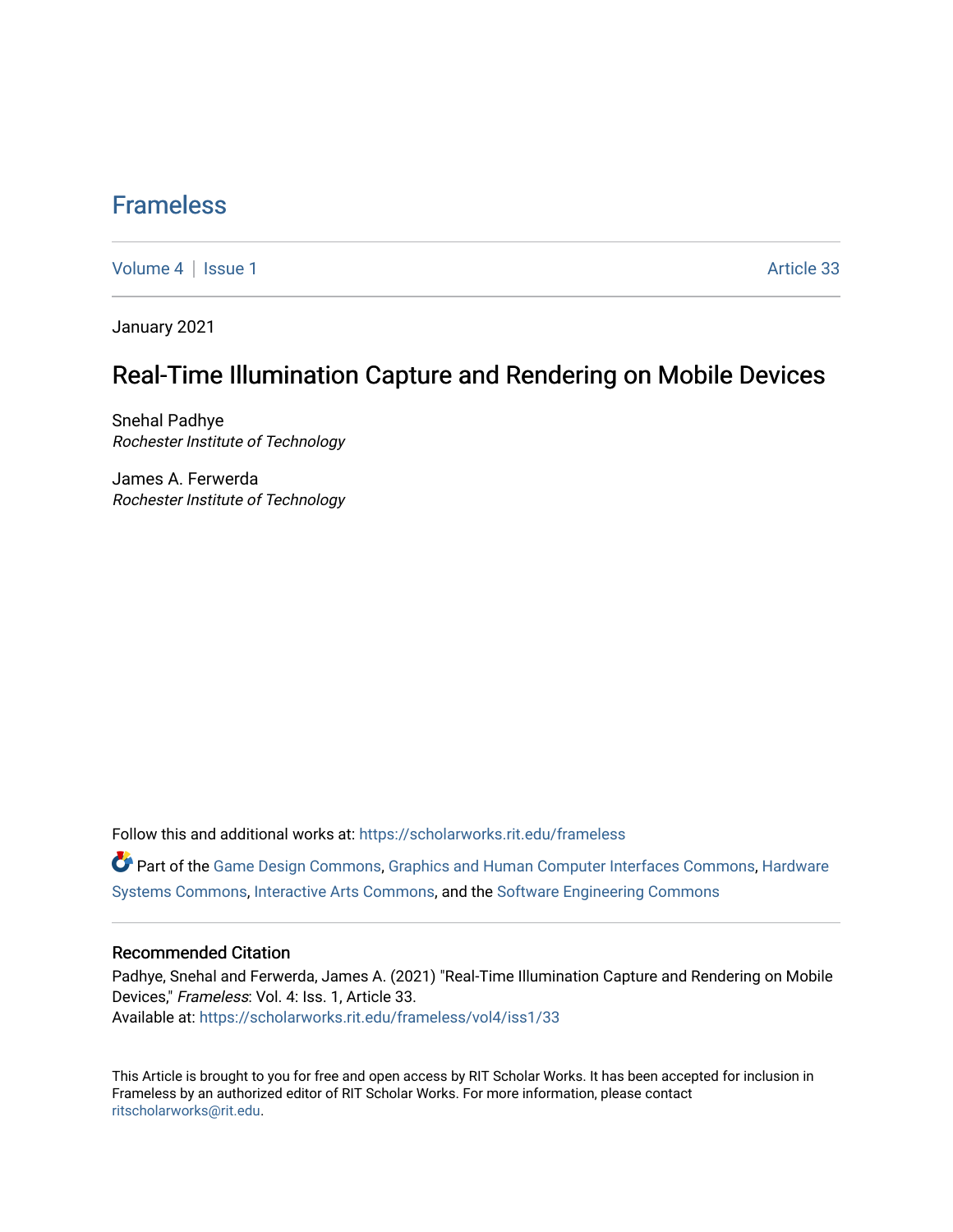# Frameless

Volume 4 | Issue 1 Article 33

January 2021

## Real-Time Illumination Capture and Rendering on Mobile Devices

Snehal Padhye
*Rochester Institute of Technology*

James A. Ferwerda
*Rochester Institute of Technology*

Follow this and additional works at: https://scholarworks.rit.edu/frameless

Part of the Game Design Commons, Graphics and Human Computer Interfaces Commons, Hardware Systems Commons, Interactive Arts Commons, and the Software Engineering Commons

### Recommended Citation

Padhye, Snehal and Ferwerda, James A. (2021) "Real-Time Illumination Capture and Rendering on Mobile Devices," *Frameless*: Vol. 4: Iss. 1, Article 33.
Available at: https://scholarworks.rit.edu/frameless/vol4/iss1/33

This Article is brought to you for free and open access by RIT Scholar Works. It has been accepted for inclusion in Frameless by an authorized editor of RIT Scholar Works. For more information, please contact ritscholarworks@rit.edu.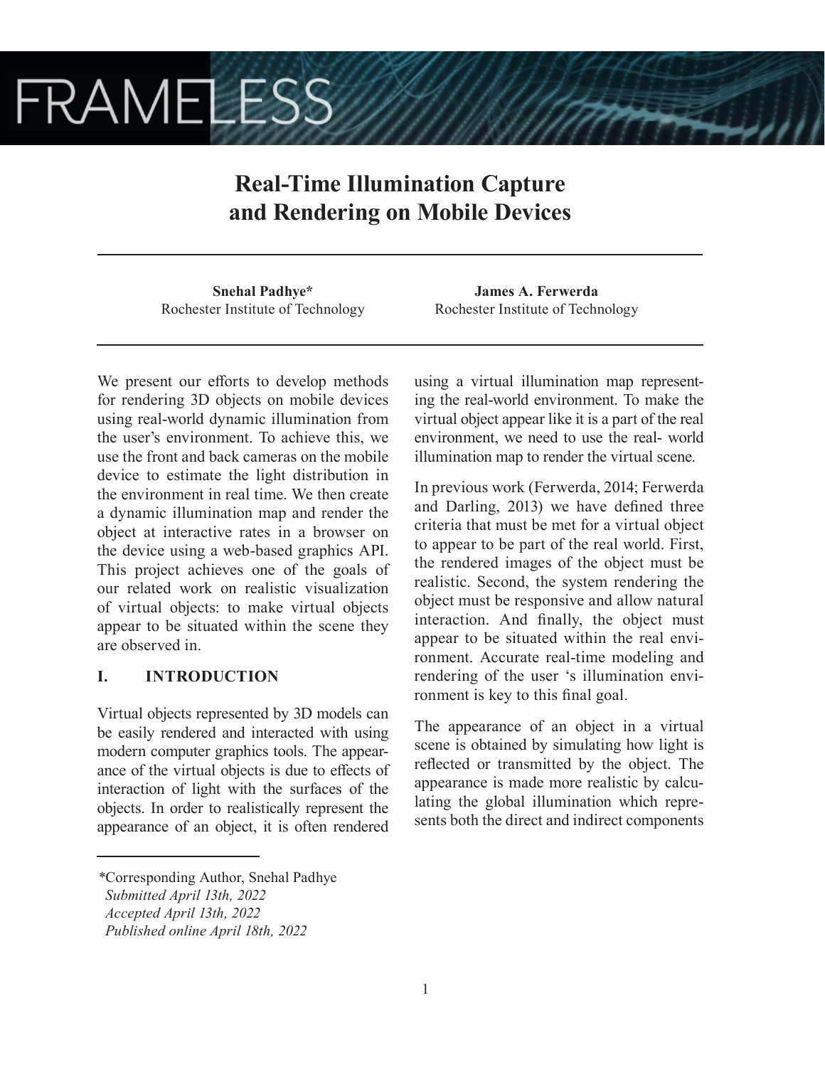# Real-Time Illumination Capture and Rendering on Mobile Devices

**Snehal Padhye***
Rochester Institute of Technology

**James A. Ferwerda**
Rochester Institute of Technology

We present our efforts to develop methods for rendering 3D objects on mobile devices using real-world dynamic illumination from the user's environment. To achieve this, we use the front and back cameras on the mobile device to estimate the light distribution in the environment in real time. We then create a dynamic illumination map and render the object at interactive rates in a browser on the device using a web-based graphics API. This project achieves one of the goals of our related work on realistic visualization of virtual objects: to make virtual objects appear to be situated within the scene they are observed in.

## I. INTRODUCTION

Virtual objects represented by 3D models can be easily rendered and interacted with using modern computer graphics tools. The appearance of the virtual objects is due to effects of interaction of light with the surfaces of the objects. In order to realistically represent the appearance of an object, it is often rendered using a virtual illumination map representing the real-world environment. To make the virtual object appear like it is a part of the real environment, we need to use the real- world illumination map to render the virtual scene.

In previous work (Ferwerda, 2014; Ferwerda and Darling, 2013) we have defined three criteria that must be met for a virtual object to appear to be part of the real world. First, the rendered images of the object must be realistic. Second, the system rendering the object must be responsive and allow natural interaction. And finally, the object must appear to be situated within the real environment. Accurate real-time modeling and rendering of the user 's illumination environment is key to this final goal.

The appearance of an object in a virtual scene is obtained by simulating how light is reflected or transmitted by the object. The appearance is made more realistic by calculating the global illumination which represents both the direct and indirect components

*Corresponding Author, Snehal Padhye
*Submitted April 13th, 2022*
*Accepted April 13th, 2022*
*Published online April 18th, 2022*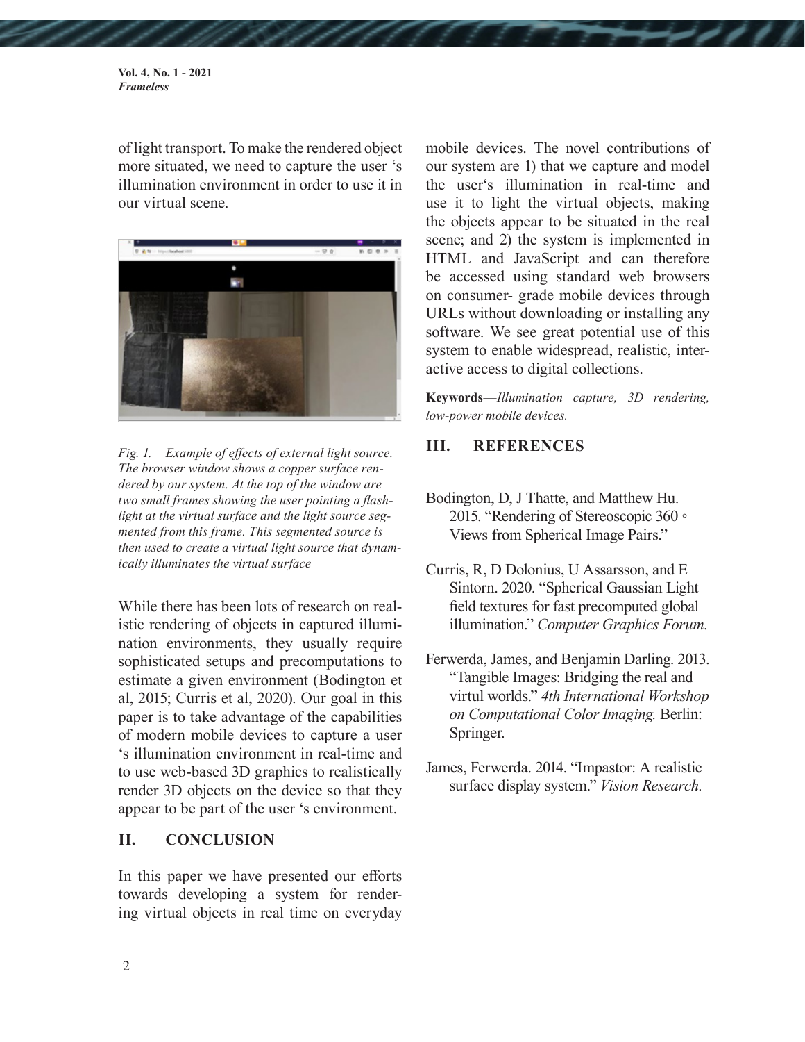of light transport. To make the rendered object more situated, we need to capture the user 's illumination environment in order to use it in our virtual scene.

*Fig. 1. Example of effects of external light source. The browser window shows a copper surface rendered by our system. At the top of the window are two small frames showing the user pointing a flashlight at the virtual surface and the light source segmented from this frame. This segmented source is then used to create a virtual light source that dynamically illuminates the virtual surface*

While there has been lots of research on realistic rendering of objects in captured illumination environments, they usually require sophisticated setups and precomputations to estimate a given environment (Bodington et al, 2015; Curris et al, 2020). Our goal in this paper is to take advantage of the capabilities of modern mobile devices to capture a user 's illumination environment in real-time and to use web-based 3D graphics to realistically render 3D objects on the device so that they appear to be part of the user 's environment.

## II. CONCLUSION

In this paper we have presented our efforts towards developing a system for rendering virtual objects in real time on everyday mobile devices. The novel contributions of our system are 1) that we capture and model the user's illumination in real-time and use it to light the virtual objects, making the objects appear to be situated in the real scene; and 2) the system is implemented in HTML and JavaScript and can therefore be accessed using standard web browsers on consumer- grade mobile devices through URLs without downloading or installing any software. We see great potential use of this system to enable widespread, realistic, interactive access to digital collections.

**Keywords**—*Illumination capture, 3D rendering, low-power mobile devices.*

## III. REFERENCES

Bodington, D, J Thatte, and Matthew Hu. 2015. "Rendering of Stereoscopic 360 ◦ Views from Spherical Image Pairs."

Curris, R, D Dolonius, U Assarsson, and E Sintorn. 2020. "Spherical Gaussian Light field textures for fast precomputed global illumination." *Computer Graphics Forum.*

Ferwerda, James, and Benjamin Darling. 2013. "Tangible Images: Bridging the real and virtul worlds." *4th International Workshop on Computational Color Imaging.* Berlin: Springer.

James, Ferwerda. 2014. "Impastor: A realistic surface display system." *Vision Research.*